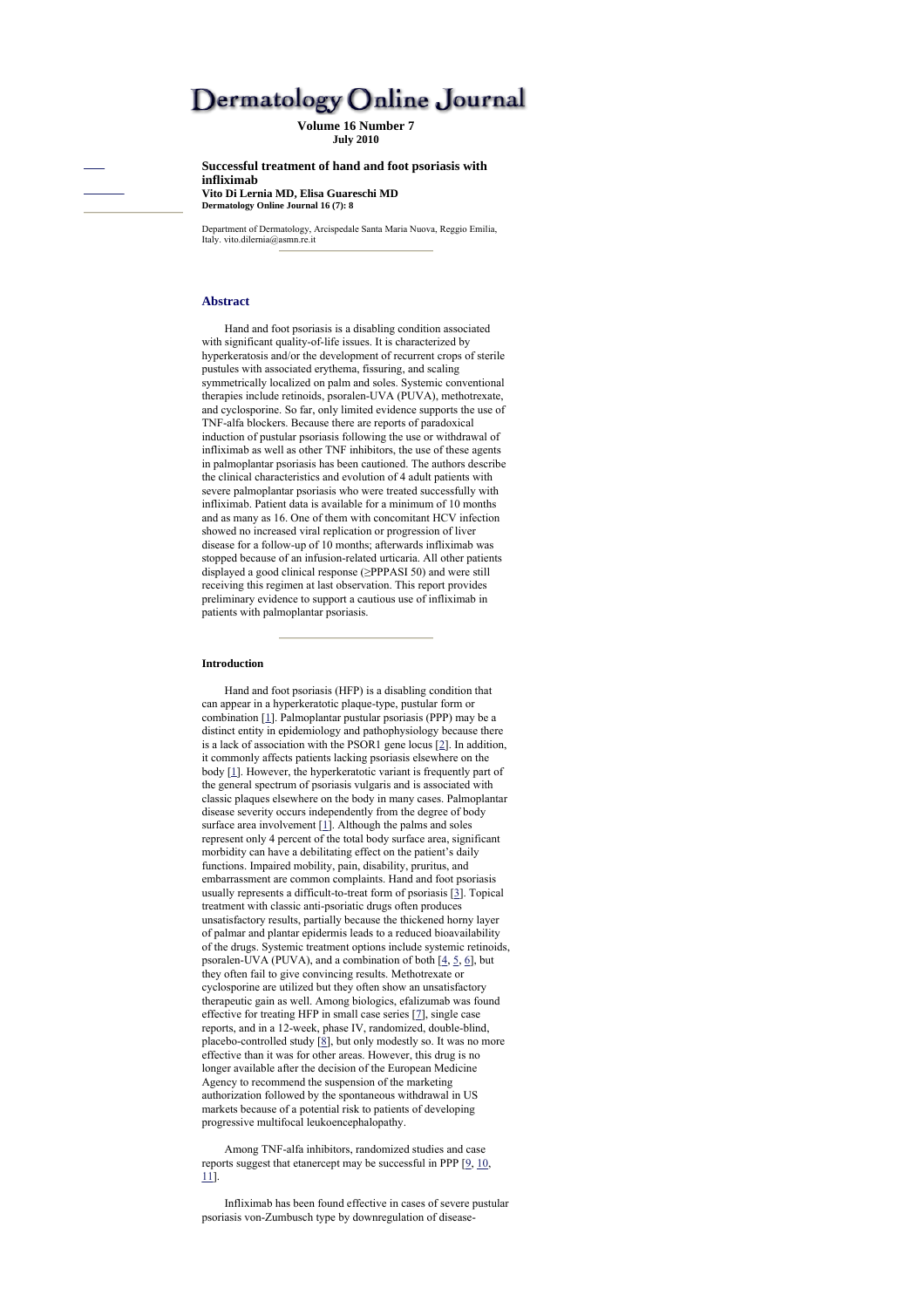# Dermatology Online Journal

**Volume 16 Number 7**
**July 2010**

**Successful treatment of hand and foot psoriasis with infliximab**
**Vito Di Lernia MD, Elisa Guareschi MD**
**Dermatology Online Journal 16 (7): 8**

Department of Dermatology, Arcispedale Santa Maria Nuova, Reggio Emilia, Italy. vito.dilernia@asmn.re.it

## Abstract

Hand and foot psoriasis is a disabling condition associated with significant quality-of-life issues. It is characterized by hyperkeratosis and/or the development of recurrent crops of sterile pustules with associated erythema, fissuring, and scaling symmetrically localized on palm and soles. Systemic conventional therapies include retinoids, psoralen-UVA (PUVA), methotrexate, and cyclosporine. So far, only limited evidence supports the use of TNF-alfa blockers. Because there are reports of paradoxical induction of pustular psoriasis following the use or withdrawal of infliximab as well as other TNF inhibitors, the use of these agents in palmoplantar psoriasis has been cautioned. The authors describe the clinical characteristics and evolution of 4 adult patients with severe palmoplantar psoriasis who were treated successfully with infliximab. Patient data is available for a minimum of 10 months and as many as 16. One of them with concomitant HCV infection showed no increased viral replication or progression of liver disease for a follow-up of 10 months; afterwards infliximab was stopped because of an infusion-related urticaria. All other patients displayed a good clinical response (≥PPPASI 50) and were still receiving this regimen at last observation. This report provides preliminary evidence to support a cautious use of infliximab in patients with palmoplantar psoriasis.

### Introduction

Hand and foot psoriasis (HFP) is a disabling condition that can appear in a hyperkeratotic plaque-type, pustular form or combination [1]. Palmoplantar pustular psoriasis (PPP) may be a distinct entity in epidemiology and pathophysiology because there is a lack of association with the PSOR1 gene locus [2]. In addition, it commonly affects patients lacking psoriasis elsewhere on the body [1]. However, the hyperkeratotic variant is frequently part of the general spectrum of psoriasis vulgaris and is associated with classic plaques elsewhere on the body in many cases. Palmoplantar disease severity occurs independently from the degree of body surface area involvement [1]. Although the palms and soles represent only 4 percent of the total body surface area, significant morbidity can have a debilitating effect on the patient's daily functions. Impaired mobility, pain, disability, pruritus, and embarrassment are common complaints. Hand and foot psoriasis usually represents a difficult-to-treat form of psoriasis [3]. Topical treatment with classic anti-psoriatic drugs often produces unsatisfactory results, partially because the thickened horny layer of palmar and plantar epidermis leads to a reduced bioavailability of the drugs. Systemic treatment options include systemic retinoids, psoralen-UVA (PUVA), and a combination of both [4, 5, 6], but they often fail to give convincing results. Methotrexate or cyclosporine are utilized but they often show an unsatisfactory therapeutic gain as well. Among biologics, efalizumab was found effective for treating HFP in small case series [7], single case reports, and in a 12-week, phase IV, randomized, double-blind, placebo-controlled study [8], but only modestly so. It was no more effective than it was for other areas. However, this drug is no longer available after the decision of the European Medicine Agency to recommend the suspension of the marketing authorization followed by the spontaneous withdrawal in US markets because of a potential risk to patients of developing progressive multifocal leukoencephalopathy.

Among TNF-alfa inhibitors, randomized studies and case reports suggest that etanercept may be successful in PPP [9, 10, 11].

Infliximab has been found effective in cases of severe pustular psoriasis von-Zumbusch type by downregulation of disease-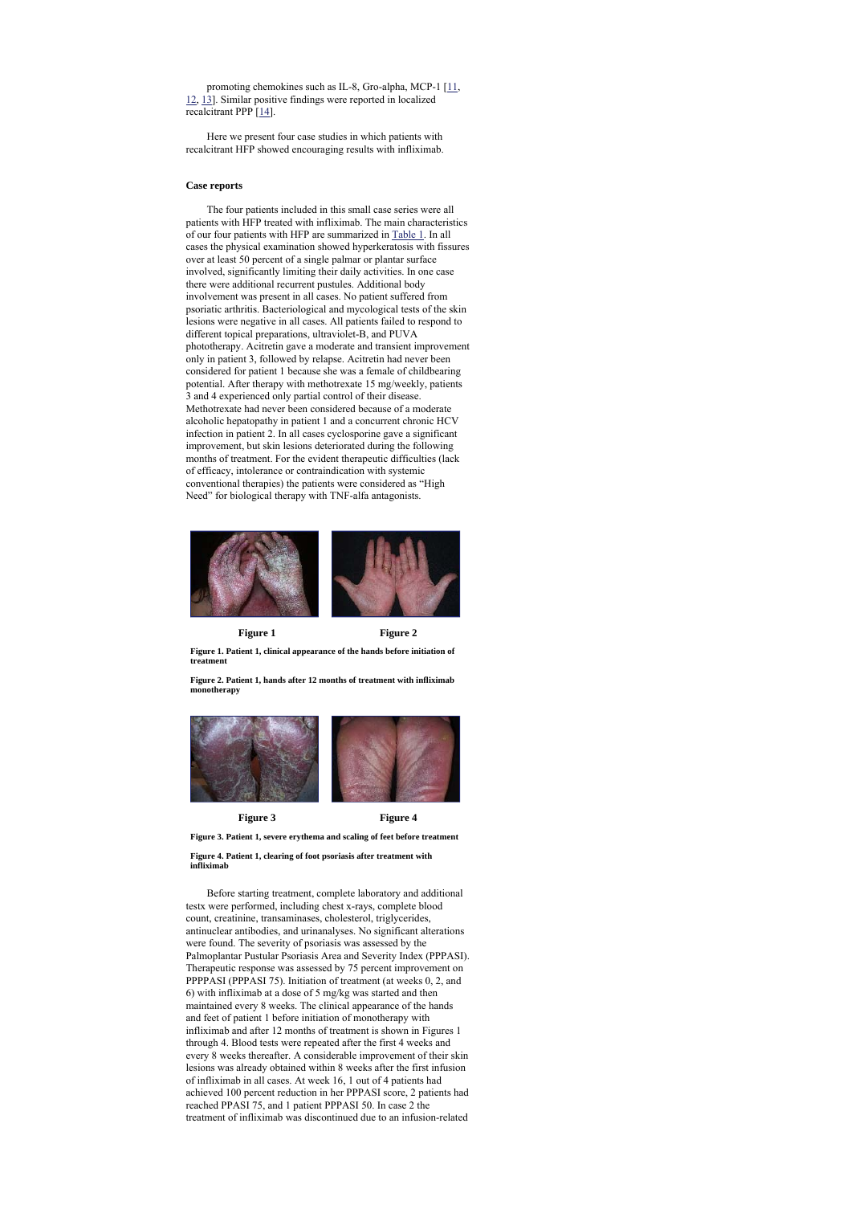promoting chemokines such as IL-8, Gro-alpha, MCP-1 [11, 12, 13]. Similar positive findings were reported in localized recalcitrant PPP [14].

Here we present four case studies in which patients with recalcitrant HFP showed encouraging results with infliximab.

### Case reports

The four patients included in this small case series were all patients with HFP treated with infliximab. The main characteristics of our four patients with HFP are summarized in Table 1. In all cases the physical examination showed hyperkeratosis with fissures over at least 50 percent of a single palmar or plantar surface involved, significantly limiting their daily activities. In one case there were additional recurrent pustules. Additional body involvement was present in all cases. No patient suffered from psoriatic arthritis. Bacteriological and mycological tests of the skin lesions were negative in all cases. All patients failed to respond to different topical preparations, ultraviolet-B, and PUVA phototherapy. Acitretin gave a moderate and transient improvement only in patient 3, followed by relapse. Acitretin had never been considered for patient 1 because she was a female of childbearing potential. After therapy with methotrexate 15 mg/weekly, patients 3 and 4 experienced only partial control of their disease. Methotrexate had never been considered because of a moderate alcoholic hepatopathy in patient 1 and a concurrent chronic HCV infection in patient 2. In all cases cyclosporine gave a significant improvement, but skin lesions deteriorated during the following months of treatment. For the evident therapeutic difficulties (lack of efficacy, intolerance or contraindication with systemic conventional therapies) the patients were considered as "High Need" for biological therapy with TNF-alfa antagonists.

**Figure 1** **Figure 2**

**Figure 1. Patient 1, clinical appearance of the hands before initiation of treatment**

**Figure 2. Patient 1, hands after 12 months of treatment with infliximab monotherapy**

**Figure 3** **Figure 4**

**Figure 3. Patient 1, severe erythema and scaling of feet before treatment**

**Figure 4. Patient 1, clearing of foot psoriasis after treatment with infliximab**

Before starting treatment, complete laboratory and additional testx were performed, including chest x-rays, complete blood count, creatinine, transaminases, cholesterol, triglycerides, antinuclear antibodies, and urinanalyses. No significant alterations were found. The severity of psoriasis was assessed by the Palmoplantar Pustular Psoriasis Area and Severity Index (PPPASI). Therapeutic response was assessed by 75 percent improvement on PPPPASI (PPPASI 75). Initiation of treatment (at weeks 0, 2, and 6) with infliximab at a dose of 5 mg/kg was started and then maintained every 8 weeks. The clinical appearance of the hands and feet of patient 1 before initiation of monotherapy with infliximab and after 12 months of treatment is shown in Figures 1 through 4. Blood tests were repeated after the first 4 weeks and every 8 weeks thereafter. A considerable improvement of their skin lesions was already obtained within 8 weeks after the first infusion of infliximab in all cases. At week 16, 1 out of 4 patients had achieved 100 percent reduction in her PPPASI score, 2 patients had reached PPASI 75, and 1 patient PPPASI 50. In case 2 the treatment of infliximab was discontinued due to an infusion-related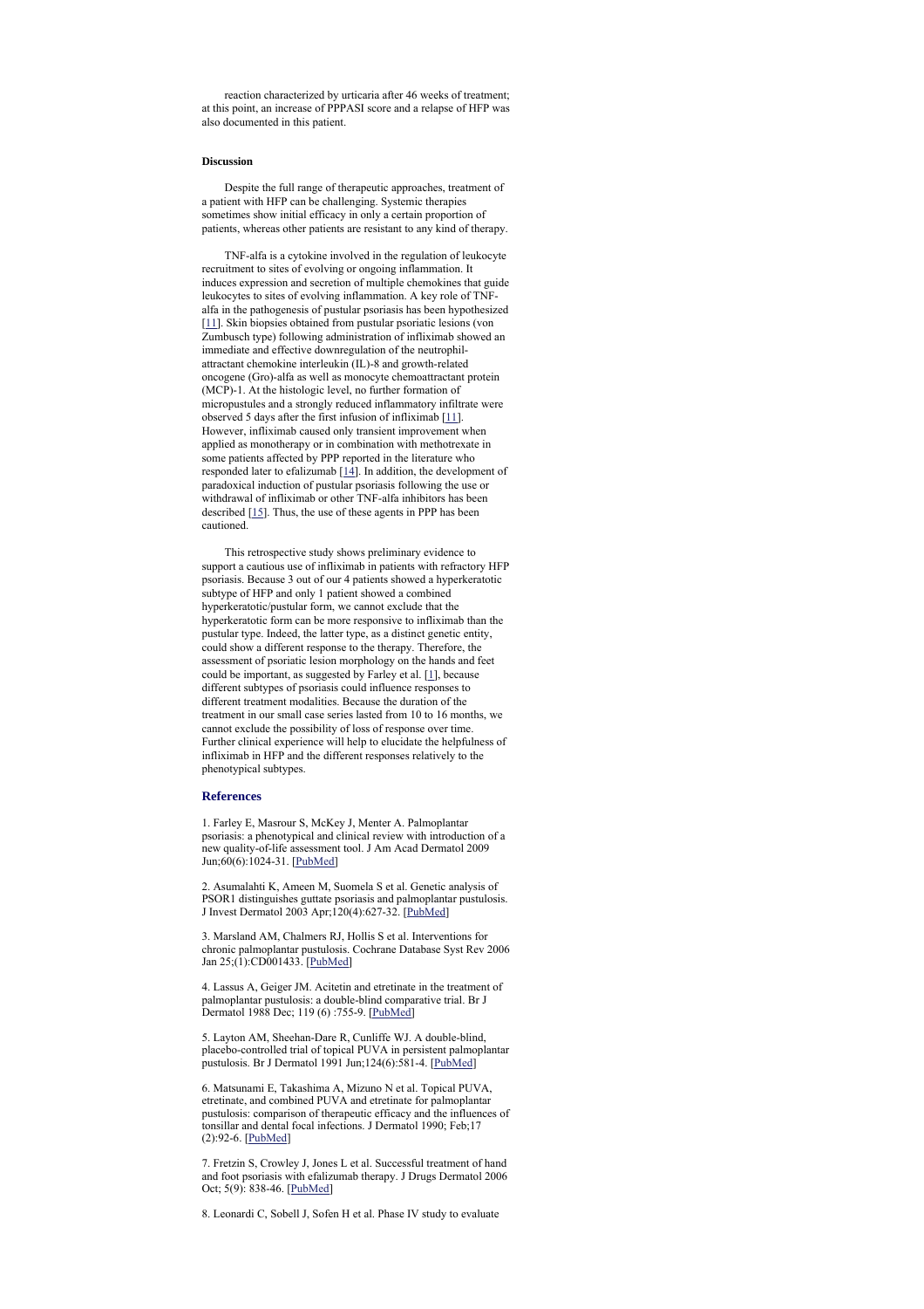reaction characterized by urticaria after 46 weeks of treatment; at this point, an increase of PPPASI score and a relapse of HFP was also documented in this patient.

**Discussion**

Despite the full range of therapeutic approaches, treatment of a patient with HFP can be challenging. Systemic therapies sometimes show initial efficacy in only a certain proportion of patients, whereas other patients are resistant to any kind of therapy.

TNF-alfa is a cytokine involved in the regulation of leukocyte recruitment to sites of evolving or ongoing inflammation. It induces expression and secretion of multiple chemokines that guide leukocytes to sites of evolving inflammation. A key role of TNF-alfa in the pathogenesis of pustular psoriasis has been hypothesized [11]. Skin biopsies obtained from pustular psoriatic lesions (von Zumbusch type) following administration of infliximab showed an immediate and effective downregulation of the neutrophil-attractant chemokine interleukin (IL)-8 and growth-related oncogene (Gro)-alfa as well as monocyte chemoattractant protein (MCP)-1. At the histologic level, no further formation of micropustules and a strongly reduced inflammatory infiltrate were observed 5 days after the first infusion of infliximab [11]. However, infliximab caused only transient improvement when applied as monotherapy or in combination with methotrexate in some patients affected by PPP reported in the literature who responded later to efalizumab [14]. In addition, the development of paradoxical induction of pustular psoriasis following the use or withdrawal of infliximab or other TNF-alfa inhibitors has been described [15]. Thus, the use of these agents in PPP has been cautioned.

This retrospective study shows preliminary evidence to support a cautious use of infliximab in patients with refractory HFP psoriasis. Because 3 out of our 4 patients showed a hyperkeratotic subtype of HFP and only 1 patient showed a combined hyperkeratotic/pustular form, we cannot exclude that the hyperkeratotic form can be more responsive to infliximab than the pustular type. Indeed, the latter type, as a distinct genetic entity, could show a different response to the therapy. Therefore, the assessment of psoriatic lesion morphology on the hands and feet could be important, as suggested by Farley et al. [1], because different subtypes of psoriasis could influence responses to different treatment modalities. Because the duration of the treatment in our small case series lasted from 10 to 16 months, we cannot exclude the possibility of loss of response over time. Further clinical experience will help to elucidate the helpfulness of infliximab in HFP and the different responses relatively to the phenotypical subtypes.

## References

1. Farley E, Masrour S, McKey J, Menter A. Palmoplantar psoriasis: a phenotypical and clinical review with introduction of a new quality-of-life assessment tool. J Am Acad Dermatol 2009 Jun;60(6):1024-31. [PubMed]

2. Asumalahti K, Ameen M, Suomela S et al. Genetic analysis of PSOR1 distinguishes guttate psoriasis and palmoplantar pustulosis. J Invest Dermatol 2003 Apr;120(4):627-32. [PubMed]

3. Marsland AM, Chalmers RJ, Hollis S et al. Interventions for chronic palmoplantar pustulosis. Cochrane Database Syst Rev 2006 Jan 25;(1):CD001433. [PubMed]

4. Lassus A, Geiger JM. Acitetin and etretinate in the treatment of palmoplantar pustulosis: a double-blind comparative trial. Br J Dermatol 1988 Dec; 119 (6) :755-9. [PubMed]

5. Layton AM, Sheehan-Dare R, Cunliffe WJ. A double-blind, placebo-controlled trial of topical PUVA in persistent palmoplantar pustulosis. Br J Dermatol 1991 Jun;124(6):581-4. [PubMed]

6. Matsunami E, Takashima A, Mizuno N et al. Topical PUVA, etretinate, and combined PUVA and etretinate for palmoplantar pustulosis: comparison of therapeutic efficacy and the influences of tonsillar and dental focal infections. J Dermatol 1990; Feb;17 (2):92-6. [PubMed]

7. Fretzin S, Crowley J, Jones L et al. Successful treatment of hand and foot psoriasis with efalizumab therapy. J Drugs Dermatol 2006 Oct; 5(9): 838-46. [PubMed]

8. Leonardi C, Sobell J, Sofen H et al. Phase IV study to evaluate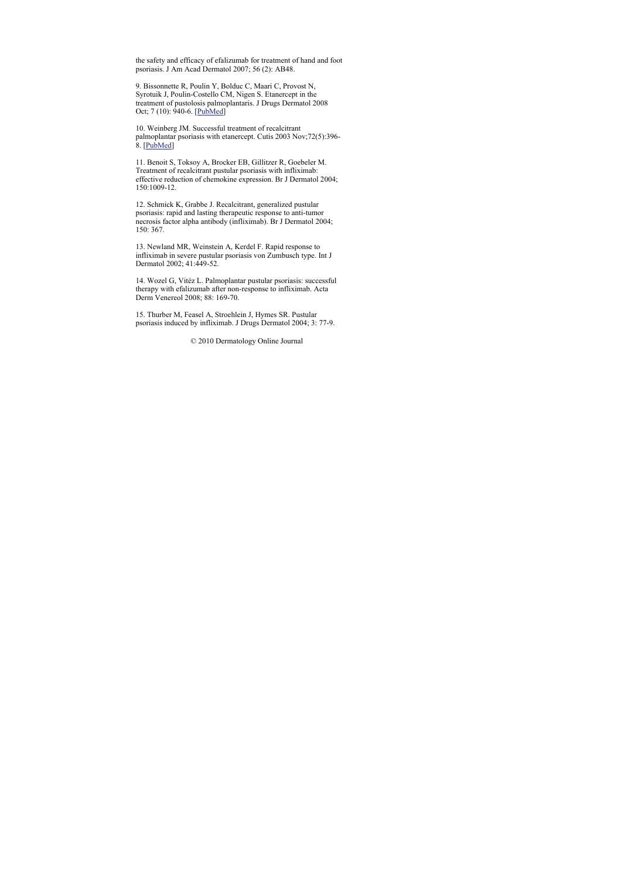the safety and efficacy of efalizumab for treatment of hand and foot psoriasis. J Am Acad Dermatol 2007; 56 (2): AB48.

9. Bissonnette R, Poulin Y, Bolduc C, Maari C, Provost N, Syrotuik J, Poulin-Costello CM, Nigen S. Etanercept in the treatment of pustolosis palmoplantaris. J Drugs Dermatol 2008 Oct; 7 (10): 940-6. [PubMed]

10. Weinberg JM. Successful treatment of recalcitrant palmoplantar psoriasis with etanercept. Cutis 2003 Nov;72(5):396-8. [PubMed]

11. Benoit S, Toksoy A, Brocker EB, Gillitzer R, Goebeler M. Treatment of recalcitrant pustular psoriasis with infliximab: effective reduction of chemokine expression. Br J Dermatol 2004; 150:1009-12.

12. Schmick K, Grabbe J. Recalcitrant, generalized pustular psoriasis: rapid and lasting therapeutic response to anti-tumor necrosis factor alpha antibody (infliximab). Br J Dermatol 2004; 150: 367.

13. Newland MR, Weinstein A, Kerdel F. Rapid response to infliximab in severe pustular psoriasis von Zumbusch type. Int J Dermatol 2002; 41:449-52.

14. Wozel G, Vitéz L. Palmoplantar pustular psoriasis: successful therapy with efalizumab after non-response to infliximab. Acta Derm Venereol 2008; 88: 169-70.

15. Thurber M, Feasel A, Stroehlein J, Hymes SR. Pustular psoriasis induced by infliximab. J Drugs Dermatol 2004; 3: 77-9.

© 2010 Dermatology Online Journal